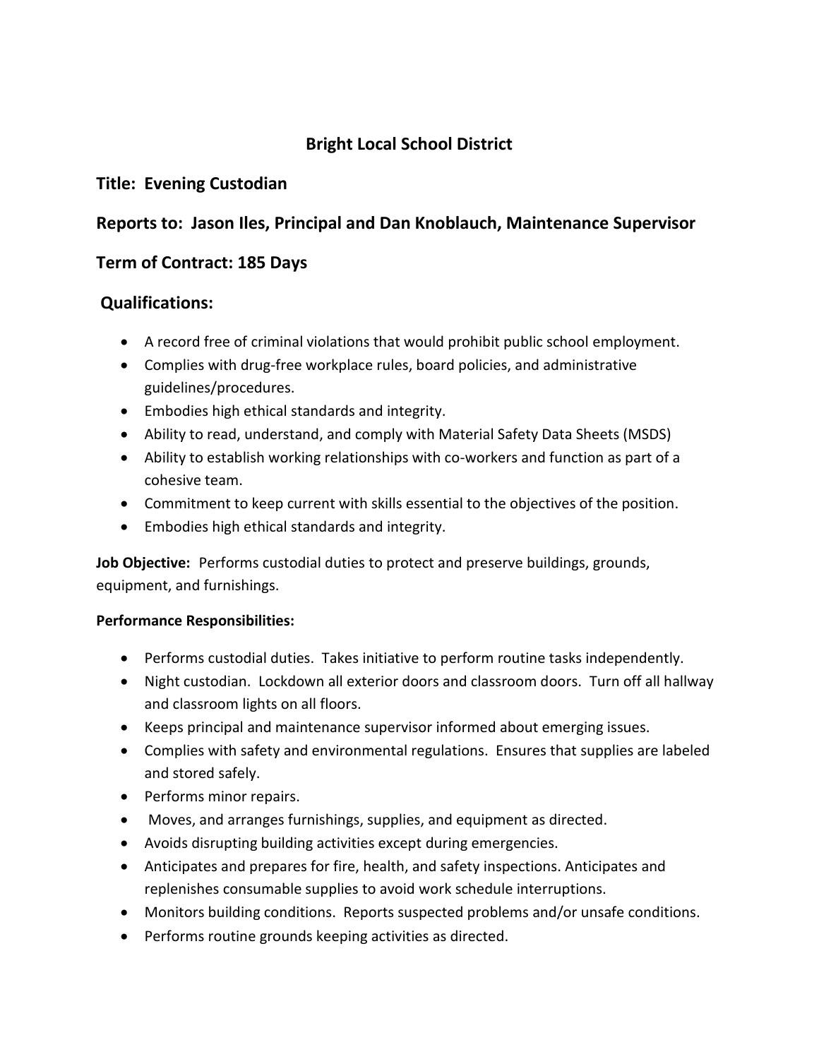# Bright Local School District

## Title: Evening Custodian

## Reports to: Jason Iles, Principal and Dan Knoblauch, Maintenance Supervisor

## Term of Contract: 185 Days

## Qualifications:

- A record free of criminal violations that would prohibit public school employment.
- Complies with drug-free workplace rules, board policies, and administrative guidelines/procedures.
- Embodies high ethical standards and integrity.
- Ability to read, understand, and comply with Material Safety Data Sheets (MSDS)
- Ability to establish working relationships with co-workers and function as part of a cohesive team.
- Commitment to keep current with skills essential to the objectives of the position.
- Embodies high ethical standards and integrity.

**Job Objective:** Performs custodial duties to protect and preserve buildings, grounds, equipment, and furnishings.

**Performance Responsibilities:**

- Performs custodial duties. Takes initiative to perform routine tasks independently.
- Night custodian. Lockdown all exterior doors and classroom doors. Turn off all hallway and classroom lights on all floors.
- Keeps principal and maintenance supervisor informed about emerging issues.
- Complies with safety and environmental regulations. Ensures that supplies are labeled and stored safely.
- Performs minor repairs.
- Moves, and arranges furnishings, supplies, and equipment as directed.
- Avoids disrupting building activities except during emergencies.
- Anticipates and prepares for fire, health, and safety inspections. Anticipates and replenishes consumable supplies to avoid work schedule interruptions.
- Monitors building conditions. Reports suspected problems and/or unsafe conditions.
- Performs routine grounds keeping activities as directed.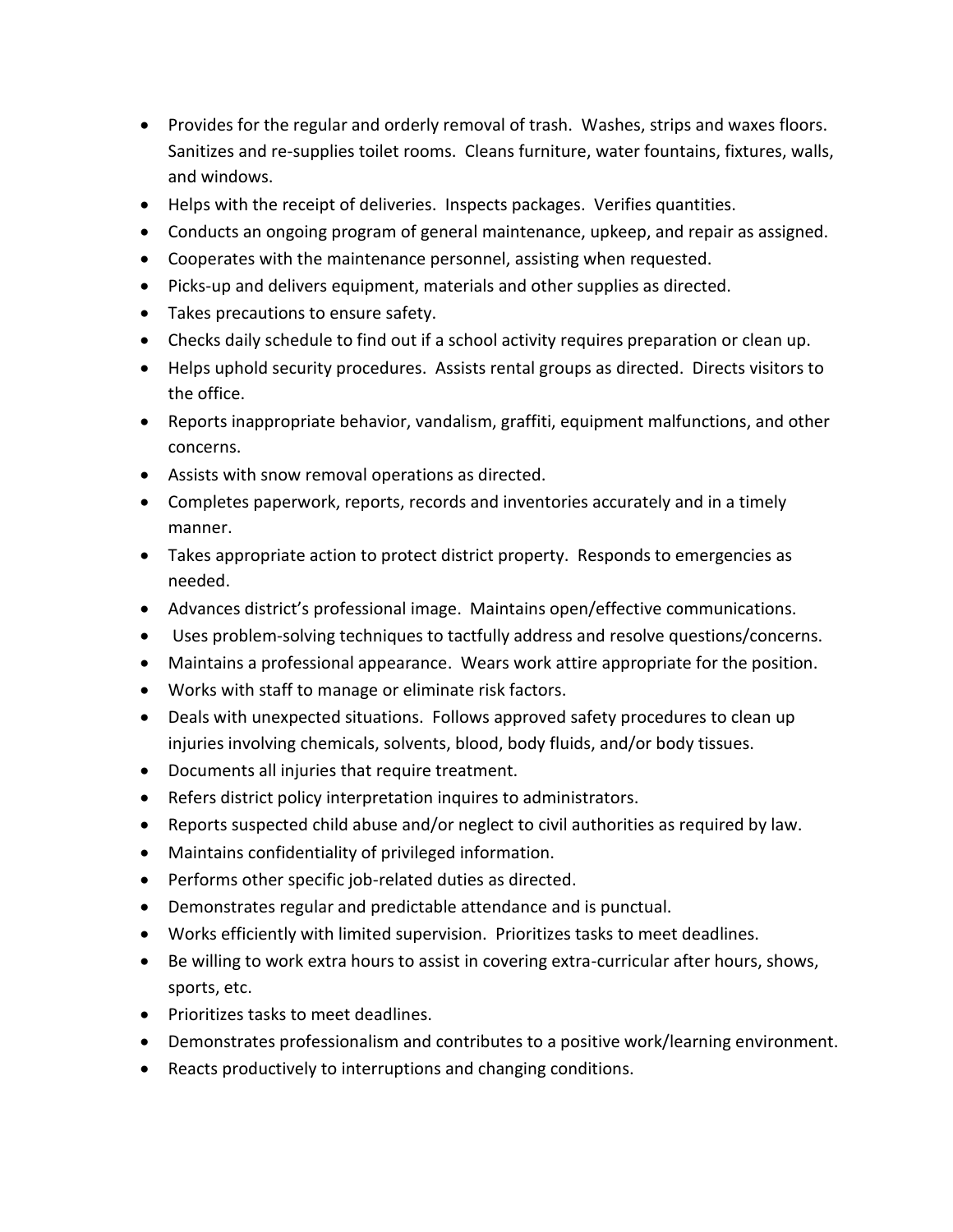- Provides for the regular and orderly removal of trash.  Washes, strips and waxes floors. Sanitizes and re-supplies toilet rooms.  Cleans furniture, water fountains, fixtures, walls, and windows.
- Helps with the receipt of deliveries.  Inspects packages.  Verifies quantities.
- Conducts an ongoing program of general maintenance, upkeep, and repair as assigned.
- Cooperates with the maintenance personnel, assisting when requested.
- Picks-up and delivers equipment, materials and other supplies as directed.
- Takes precautions to ensure safety.
- Checks daily schedule to find out if a school activity requires preparation or clean up.
- Helps uphold security procedures.  Assists rental groups as directed.  Directs visitors to the office.
- Reports inappropriate behavior, vandalism, graffiti, equipment malfunctions, and other concerns.
- Assists with snow removal operations as directed.
- Completes paperwork, reports, records and inventories accurately and in a timely manner.
- Takes appropriate action to protect district property.  Responds to emergencies as needed.
- Advances district's professional image.  Maintains open/effective communications.
- Uses problem-solving techniques to tactfully address and resolve questions/concerns.
- Maintains a professional appearance.  Wears work attire appropriate for the position.
- Works with staff to manage or eliminate risk factors.
- Deals with unexpected situations.  Follows approved safety procedures to clean up injuries involving chemicals, solvents, blood, body fluids, and/or body tissues.
- Documents all injuries that require treatment.
- Refers district policy interpretation inquires to administrators.
- Reports suspected child abuse and/or neglect to civil authorities as required by law.
- Maintains confidentiality of privileged information.
- Performs other specific job-related duties as directed.
- Demonstrates regular and predictable attendance and is punctual.
- Works efficiently with limited supervision.  Prioritizes tasks to meet deadlines.
- Be willing to work extra hours to assist in covering extra-curricular after hours, shows, sports, etc.
- Prioritizes tasks to meet deadlines.
- Demonstrates professionalism and contributes to a positive work/learning environment.
- Reacts productively to interruptions and changing conditions.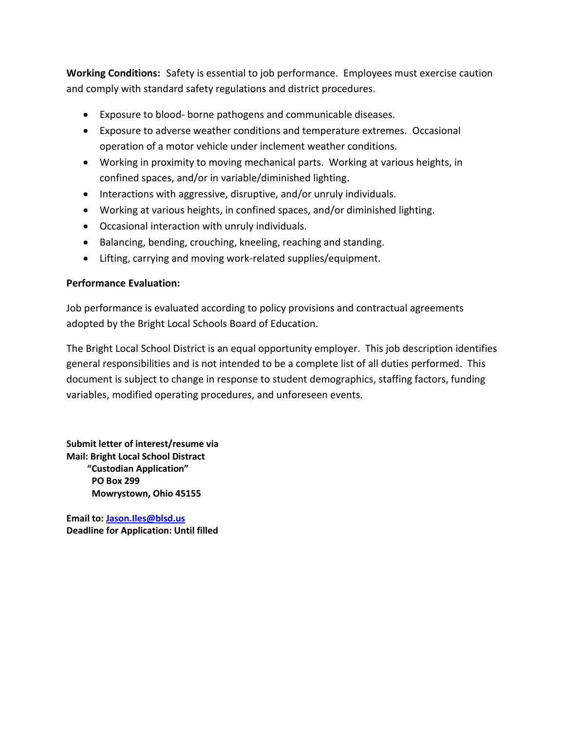**Working Conditions:** Safety is essential to job performance. Employees must exercise caution and comply with standard safety regulations and district procedures.

- Exposure to blood- borne pathogens and communicable diseases.
- Exposure to adverse weather conditions and temperature extremes. Occasional operation of a motor vehicle under inclement weather conditions.
- Working in proximity to moving mechanical parts. Working at various heights, in confined spaces, and/or in variable/diminished lighting.
- Interactions with aggressive, disruptive, and/or unruly individuals.
- Working at various heights, in confined spaces, and/or diminished lighting.
- Occasional interaction with unruly individuals.
- Balancing, bending, crouching, kneeling, reaching and standing.
- Lifting, carrying and moving work-related supplies/equipment.

**Performance Evaluation:**

Job performance is evaluated according to policy provisions and contractual agreements adopted by the Bright Local Schools Board of Education.

The Bright Local School District is an equal opportunity employer. This job description identifies general responsibilities and is not intended to be a complete list of all duties performed. This document is subject to change in response to student demographics, staffing factors, funding variables, modified operating procedures, and unforeseen events.

**Submit letter of interest/resume via**
**Mail: Bright Local School Distract**
**"Custodian Application"**
**PO Box 299**
**Mowrystown, Ohio 45155**

**Email to: Jason.Iles@blsd.us**
**Deadline for Application: Until filled**